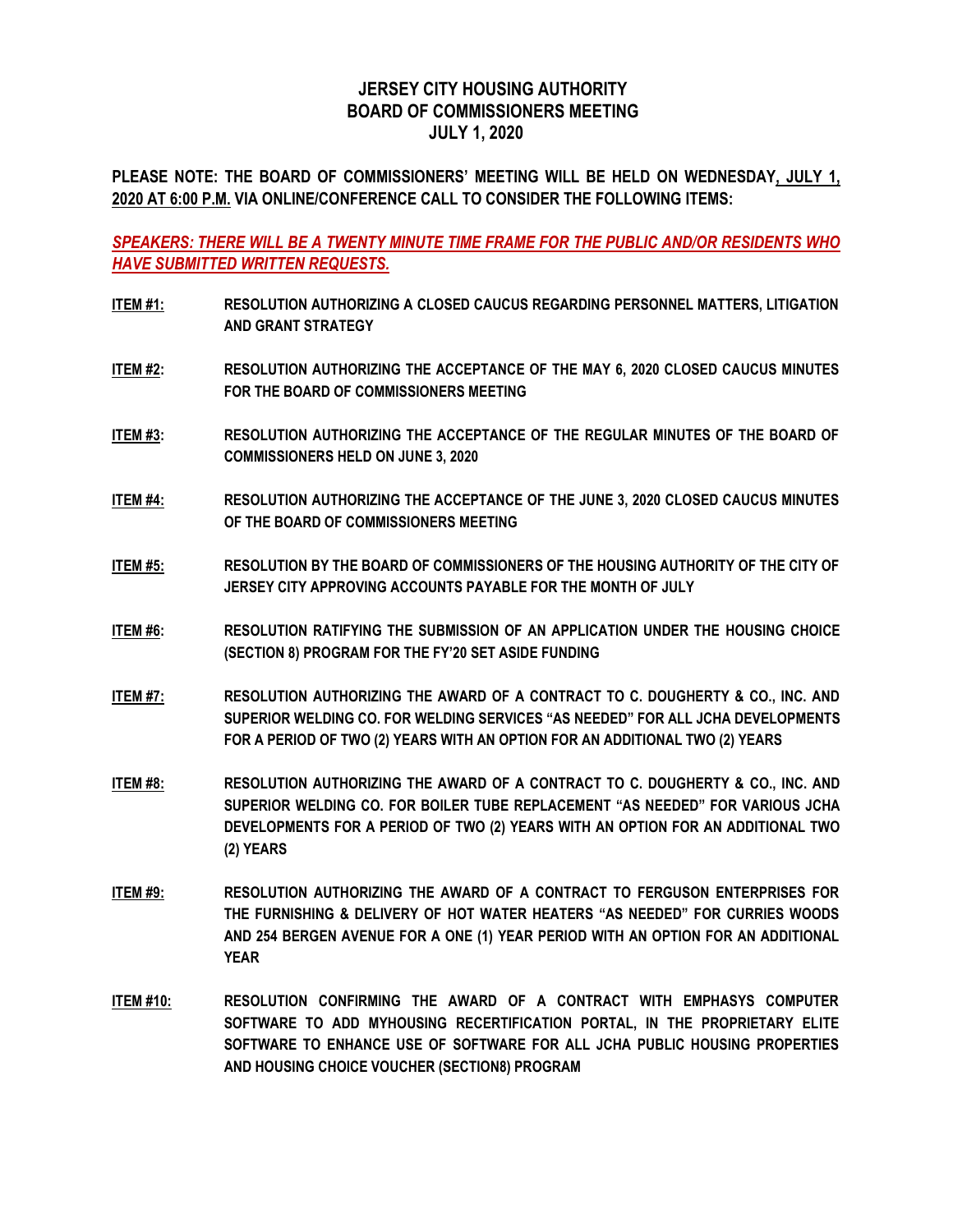# JERSEY CITY HOUSING AUTHORITY
## BOARD OF COMMISSIONERS MEETING
## JULY 1, 2020

**PLEASE NOTE: THE BOARD OF COMMISSIONERS' MEETING WILL BE HELD ON WEDNESDAY, JULY 1, 2020 AT 6:00 P.M. VIA ONLINE/CONFERENCE CALL TO CONSIDER THE FOLLOWING ITEMS:**

***SPEAKERS: THERE WILL BE A TWENTY MINUTE TIME FRAME FOR THE PUBLIC AND/OR RESIDENTS WHO HAVE SUBMITTED WRITTEN REQUESTS.***

**ITEM #1:** **RESOLUTION AUTHORIZING A CLOSED CAUCUS REGARDING PERSONNEL MATTERS, LITIGATION AND GRANT STRATEGY**

**ITEM #2:** **RESOLUTION AUTHORIZING THE ACCEPTANCE OF THE MAY 6, 2020 CLOSED CAUCUS MINUTES FOR THE BOARD OF COMMISSIONERS MEETING**

**ITEM #3:** **RESOLUTION AUTHORIZING THE ACCEPTANCE OF THE REGULAR MINUTES OF THE BOARD OF COMMISSIONERS HELD ON JUNE 3, 2020**

**ITEM #4:** **RESOLUTION AUTHORIZING THE ACCEPTANCE OF THE JUNE 3, 2020 CLOSED CAUCUS MINUTES OF THE BOARD OF COMMISSIONERS MEETING**

**ITEM #5:** **RESOLUTION BY THE BOARD OF COMMISSIONERS OF THE HOUSING AUTHORITY OF THE CITY OF JERSEY CITY APPROVING ACCOUNTS PAYABLE FOR THE MONTH OF JULY**

**ITEM #6:** **RESOLUTION RATIFYING THE SUBMISSION OF AN APPLICATION UNDER THE HOUSING CHOICE (SECTION 8) PROGRAM FOR THE FY'20 SET ASIDE FUNDING**

**ITEM #7:** **RESOLUTION AUTHORIZING THE AWARD OF A CONTRACT TO C. DOUGHERTY & CO., INC. AND SUPERIOR WELDING CO. FOR WELDING SERVICES "AS NEEDED" FOR ALL JCHA DEVELOPMENTS FOR A PERIOD OF TWO (2) YEARS WITH AN OPTION FOR AN ADDITIONAL TWO (2) YEARS**

**ITEM #8:** **RESOLUTION AUTHORIZING THE AWARD OF A CONTRACT TO C. DOUGHERTY & CO., INC. AND SUPERIOR WELDING CO. FOR BOILER TUBE REPLACEMENT "AS NEEDED" FOR VARIOUS JCHA DEVELOPMENTS FOR A PERIOD OF TWO (2) YEARS WITH AN OPTION FOR AN ADDITIONAL TWO (2) YEARS**

**ITEM #9:** **RESOLUTION AUTHORIZING THE AWARD OF A CONTRACT TO FERGUSON ENTERPRISES FOR THE FURNISHING & DELIVERY OF HOT WATER HEATERS "AS NEEDED" FOR CURRIES WOODS AND 254 BERGEN AVENUE FOR A ONE (1) YEAR PERIOD WITH AN OPTION FOR AN ADDITIONAL YEAR**

**ITEM #10:** **RESOLUTION CONFIRMING THE AWARD OF A CONTRACT WITH EMPHASYS COMPUTER SOFTWARE TO ADD MYHOUSING RECERTIFICATION PORTAL, IN THE PROPRIETARY ELITE SOFTWARE TO ENHANCE USE OF SOFTWARE FOR ALL JCHA PUBLIC HOUSING PROPERTIES AND HOUSING CHOICE VOUCHER (SECTION8) PROGRAM**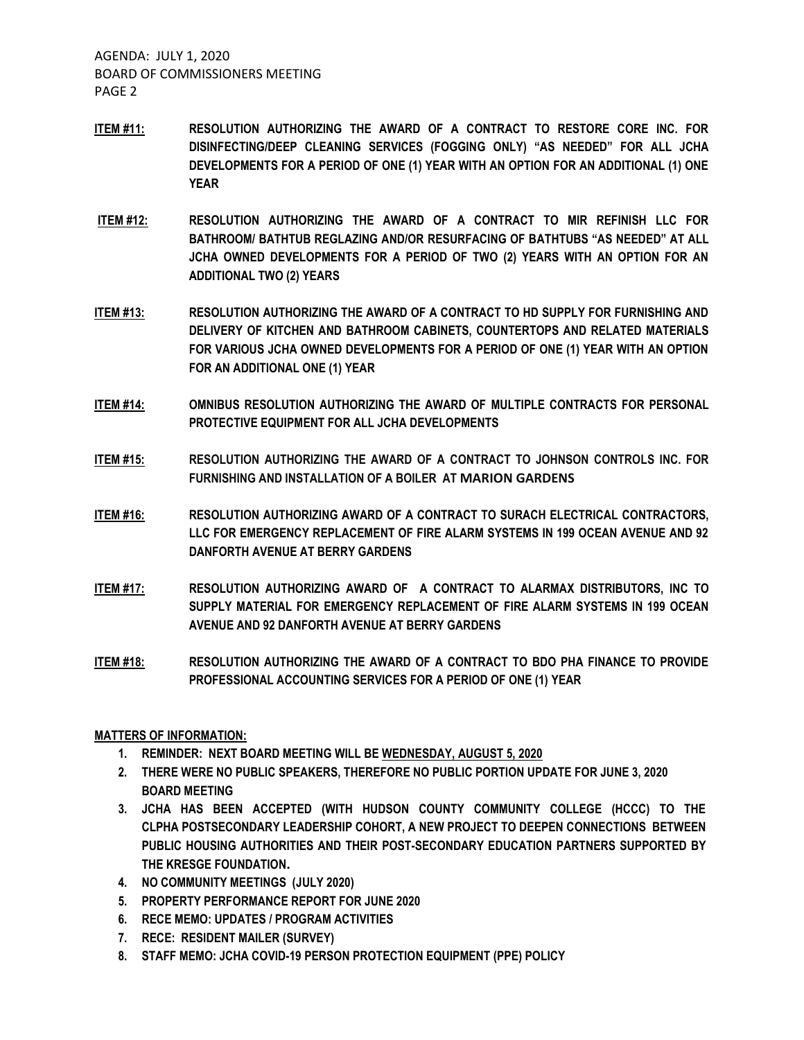**ITEM #11:** **RESOLUTION AUTHORIZING THE AWARD OF A CONTRACT TO RESTORE CORE INC. FOR DISINFECTING/DEEP CLEANING SERVICES (FOGGING ONLY) "AS NEEDED" FOR ALL JCHA DEVELOPMENTS FOR A PERIOD OF ONE (1) YEAR WITH AN OPTION FOR AN ADDITIONAL (1) ONE YEAR**

**ITEM #12:** **RESOLUTION AUTHORIZING THE AWARD OF A CONTRACT TO MIR REFINISH LLC FOR BATHROOM/ BATHTUB REGLAZING AND/OR RESURFACING OF BATHTUBS "AS NEEDED" AT ALL JCHA OWNED DEVELOPMENTS FOR A PERIOD OF TWO (2) YEARS WITH AN OPTION FOR AN ADDITIONAL TWO (2) YEARS**

**ITEM #13:** **RESOLUTION AUTHORIZING THE AWARD OF A CONTRACT TO HD SUPPLY FOR FURNISHING AND DELIVERY OF KITCHEN AND BATHROOM CABINETS, COUNTERTOPS AND RELATED MATERIALS FOR VARIOUS JCHA OWNED DEVELOPMENTS FOR A PERIOD OF ONE (1) YEAR WITH AN OPTION FOR AN ADDITIONAL ONE (1) YEAR**

**ITEM #14:** **OMNIBUS RESOLUTION AUTHORIZING THE AWARD OF MULTIPLE CONTRACTS FOR PERSONAL PROTECTIVE EQUIPMENT FOR ALL JCHA DEVELOPMENTS**

**ITEM #15:** **RESOLUTION AUTHORIZING THE AWARD OF A CONTRACT TO JOHNSON CONTROLS INC. FOR FURNISHING AND INSTALLATION OF A BOILER AT MARION GARDENS**

**ITEM #16:** **RESOLUTION AUTHORIZING AWARD OF A CONTRACT TO SURACH ELECTRICAL CONTRACTORS, LLC FOR EMERGENCY REPLACEMENT OF FIRE ALARM SYSTEMS IN 199 OCEAN AVENUE AND 92 DANFORTH AVENUE AT BERRY GARDENS**

**ITEM #17:** **RESOLUTION AUTHORIZING AWARD OF A CONTRACT TO ALARMAX DISTRIBUTORS, INC TO SUPPLY MATERIAL FOR EMERGENCY REPLACEMENT OF FIRE ALARM SYSTEMS IN 199 OCEAN AVENUE AND 92 DANFORTH AVENUE AT BERRY GARDENS**

**ITEM #18:** **RESOLUTION AUTHORIZING THE AWARD OF A CONTRACT TO BDO PHA FINANCE TO PROVIDE PROFESSIONAL ACCOUNTING SERVICES FOR A PERIOD OF ONE (1) YEAR**

**MATTERS OF INFORMATION:**

1. **REMINDER: NEXT BOARD MEETING WILL BE WEDNESDAY, AUGUST 5, 2020**
2. **THERE WERE NO PUBLIC SPEAKERS, THEREFORE NO PUBLIC PORTION UPDATE FOR JUNE 3, 2020 BOARD MEETING**
3. **JCHA HAS BEEN ACCEPTED (WITH HUDSON COUNTY COMMUNITY COLLEGE (HCCC) TO THE CLPHA POSTSECONDARY LEADERSHIP COHORT, A NEW PROJECT TO DEEPEN CONNECTIONS BETWEEN PUBLIC HOUSING AUTHORITIES AND THEIR POST-SECONDARY EDUCATION PARTNERS SUPPORTED BY THE KRESGE FOUNDATION.**
4. **NO COMMUNITY MEETINGS (JULY 2020)**
5. **PROPERTY PERFORMANCE REPORT FOR JUNE 2020**
6. **RECE MEMO: UPDATES / PROGRAM ACTIVITIES**
7. **RECE: RESIDENT MAILER (SURVEY)**
8. **STAFF MEMO: JCHA COVID-19 PERSON PROTECTION EQUIPMENT (PPE) POLICY**